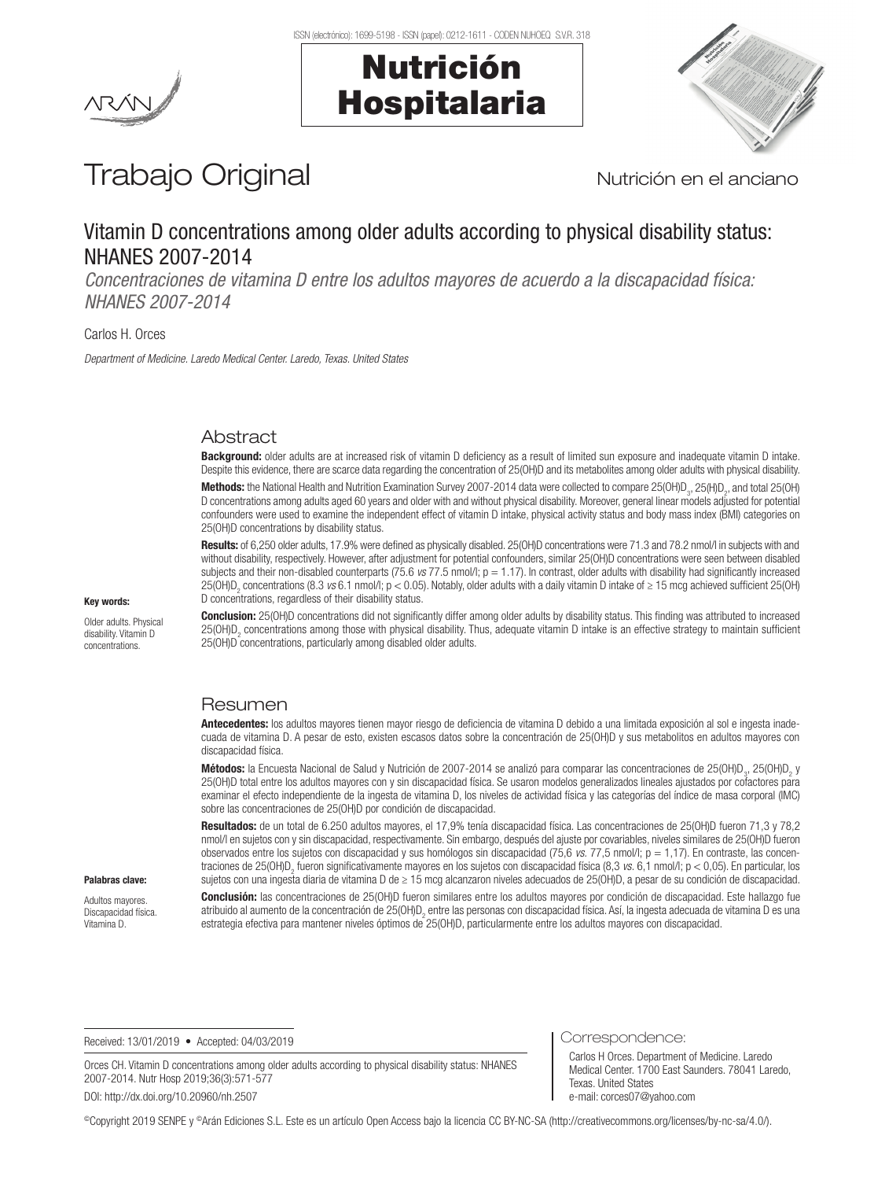# Trabajo Original

Nutrición en el anciano

## Vitamin D concentrations among older adults according to physical disability status: NHANES 2007-2014

*Concentraciones de vitamina D entre los adultos mayores de acuerdo a la discapacidad física: NHANES 2007-2014*

Carlos H. Orces

*Department of Medicine. Laredo Medical Center. Laredo, Texas. United States*

### Abstract

**Background:** older adults are at increased risk of vitamin D deficiency as a result of limited sun exposure and inadequate vitamin D intake. Despite this evidence, there are scarce data regarding the concentration of 25(OH)D and its metabolites among older adults with physical disability.

**Methods:** the National Health and Nutrition Examination Survey 2007-2014 data were collected to compare 25(OH)$D_3$, 25(H)$D_2$, and total 25(OH) D concentrations among adults aged 60 years and older with and without physical disability. Moreover, general linear models adjusted for potential confounders were used to examine the independent effect of vitamin D intake, physical activity status and body mass index (BMI) categories on 25(OH)D concentrations by disability status.

**Results:** of 6,250 older adults, 17.9% were defined as physically disabled. 25(OH)D concentrations were 71.3 and 78.2 nmol/l in subjects with and without disability, respectively. However, after adjustment for potential confounders, similar 25(OH)D concentrations were seen between disabled subjects and their non-disabled counterparts (75.6 *vs* 77.5 nmol/l; p = 1.17). In contrast, older adults with disability had significantly increased 25(OH)$D_2$ concentrations (8.3 *vs* 6.1 nmol/l; $p < 0.05$). Notably, older adults with a daily vitamin D intake of ≥ 15 mcg achieved sufficient 25(OH) D concentrations, regardless of their disability status.

**Conclusion:** 25(OH)D concentrations did not significantly differ among older adults by disability status. This finding was attributed to increased 25(OH)$D_2$ concentrations among those with physical disability. Thus, adequate vitamin D intake is an effective strategy to maintain sufficient 25(OH)D concentrations, particularly among disabled older adults.

**Key words:**

Older adults. Physical disability. Vitamin D concentrations.

### Resumen

**Antecedentes:** los adultos mayores tienen mayor riesgo de deficiencia de vitamina D debido a una limitada exposición al sol e ingesta inadecuada de vitamina D. A pesar de esto, existen escasos datos sobre la concentración de 25(OH)D y sus metabolitos en adultos mayores con discapacidad física.

**Métodos:** la Encuesta Nacional de Salud y Nutrición de 2007-2014 se analizó para comparar las concentraciones de 25(OH)$D_3$, 25(OH)$D_2$ y 25(OH)D total entre los adultos mayores con y sin discapacidad física. Se usaron modelos generalizados lineales ajustados por cofactores para examinar el efecto independiente de la ingesta de vitamina D, los niveles de actividad física y las categorías del índice de masa corporal (IMC) sobre las concentraciones de 25(OH)D por condición de discapacidad.

**Resultados:** de un total de 6.250 adultos mayores, el 17,9% tenía discapacidad física. Las concentraciones de 25(OH)D fueron 71,3 y 78,2 nmol/l en sujetos con y sin discapacidad, respectivamente. Sin embargo, después del ajuste por covariables, niveles similares de 25(OH)D fueron observados entre los sujetos con discapacidad y sus homólogos sin discapacidad (75,6 *vs.* 77,5 nmol/l; p = 1,17). En contraste, las concentraciones de 25(OH)$D_2$ fueron significativamente mayores en los sujetos con discapacidad física (8,3 *vs.* 6,1 nmol/l; p < 0,05). En particular, los sujetos con una ingesta diaria de vitamina D de ≥ 15 mcg alcanzaron niveles adecuados de 25(OH)D, a pesar de su condición de discapacidad.

**Conclusión:** las concentraciones de 25(OH)D fueron similares entre los adultos mayores por condición de discapacidad. Este hallazgo fue atribuido al aumento de la concentración de 25(OH)$D_2$ entre las personas con discapacidad física. Así, la ingesta adecuada de vitamina D es una estrategia efectiva para mantener niveles óptimos de 25(OH)D, particularmente entre los adultos mayores con discapacidad.

**Palabras clave:**

Adultos mayores. Discapacidad física. Vitamina D.

Received: 13/01/2019 • Accepted: 04/03/2019

Orces CH. Vitamin D concentrations among older adults according to physical disability status: NHANES 2007-2014. Nutr Hosp 2019;36(3):571-577

DOI: http://dx.doi.org/10.20960/nh.2507

Correspondence:

Carlos H Orces. Department of Medicine. Laredo Medical Center. 1700 East Saunders. 78041 Laredo, Texas. United States
e-mail: corces07@yahoo.com

©Copyright 2019 SENPE y ©Arán Ediciones S.L. Este es un artículo Open Access bajo la licencia CC BY-NC-SA (http://creativecommons.org/licenses/by-nc-sa/4.0/).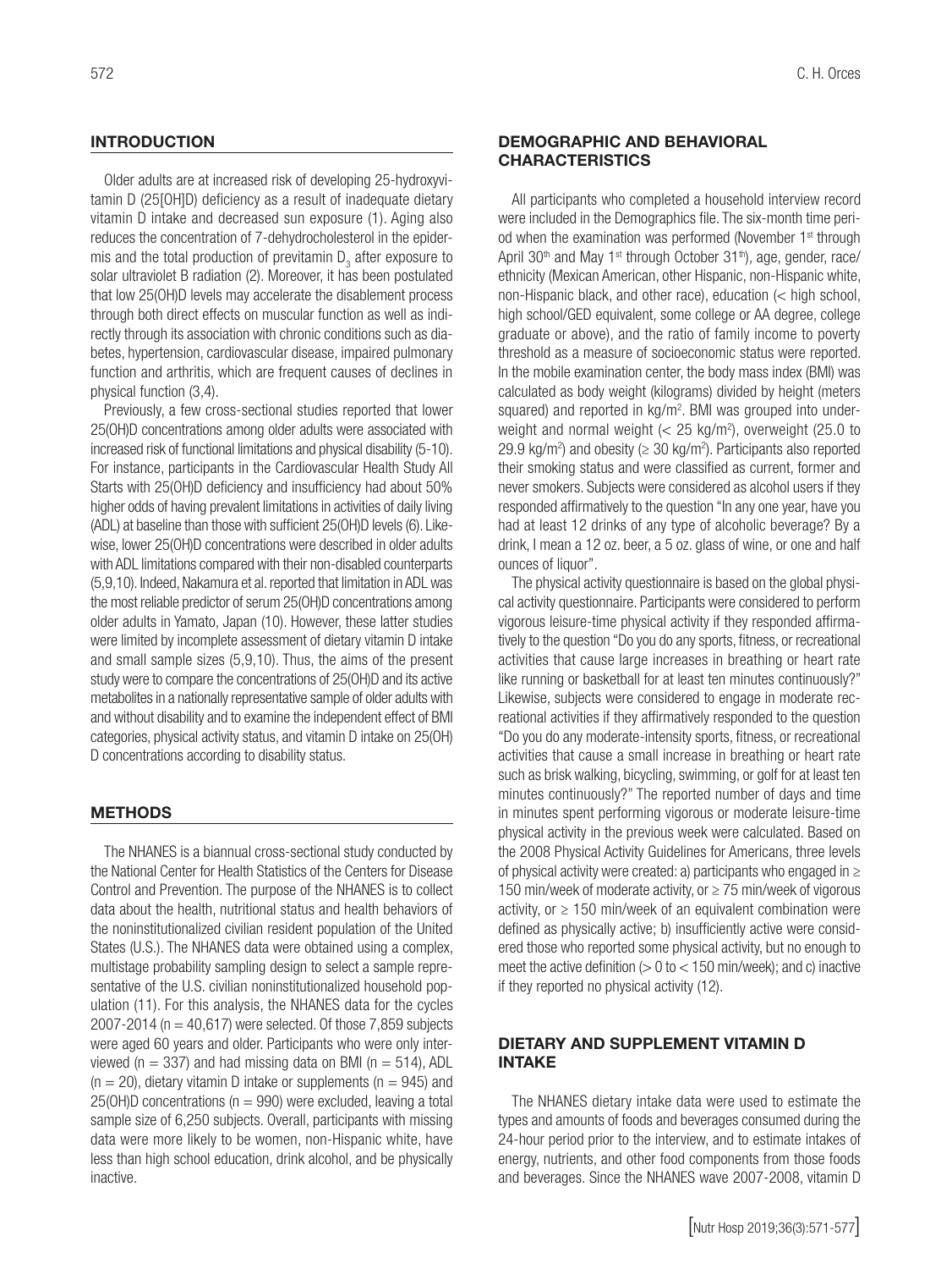## INTRODUCTION

Older adults are at increased risk of developing 25-hydroxyvitamin D (25[OH]D) deficiency as a result of inadequate dietary vitamin D intake and decreased sun exposure (1). Aging also reduces the concentration of 7-dehydrocholesterol in the epidermis and the total production of previtamin $D_3$ after exposure to solar ultraviolet B radiation (2). Moreover, it has been postulated that low 25(OH)D levels may accelerate the disablement process through both direct effects on muscular function as well as indirectly through its association with chronic conditions such as diabetes, hypertension, cardiovascular disease, impaired pulmonary function and arthritis, which are frequent causes of declines in physical function (3,4).

Previously, a few cross-sectional studies reported that lower 25(OH)D concentrations among older adults were associated with increased risk of functional limitations and physical disability (5-10). For instance, participants in the Cardiovascular Health Study All Starts with 25(OH)D deficiency and insufficiency had about 50% higher odds of having prevalent limitations in activities of daily living (ADL) at baseline than those with sufficient 25(OH)D levels (6). Likewise, lower 25(OH)D concentrations were described in older adults with ADL limitations compared with their non-disabled counterparts (5,9,10). Indeed, Nakamura et al. reported that limitation in ADL was the most reliable predictor of serum 25(OH)D concentrations among older adults in Yamato, Japan (10). However, these latter studies were limited by incomplete assessment of dietary vitamin D intake and small sample sizes (5,9,10). Thus, the aims of the present study were to compare the concentrations of 25(OH)D and its active metabolites in a nationally representative sample of older adults with and without disability and to examine the independent effect of BMI categories, physical activity status, and vitamin D intake on 25(OH)D concentrations according to disability status.

## METHODS

The NHANES is a biannual cross-sectional study conducted by the National Center for Health Statistics of the Centers for Disease Control and Prevention. The purpose of the NHANES is to collect data about the health, nutritional status and health behaviors of the noninstitutionalized civilian resident population of the United States (U.S.). The NHANES data were obtained using a complex, multistage probability sampling design to select a sample representative of the U.S. civilian noninstitutionalized household population (11). For this analysis, the NHANES data for the cycles 2007-2014 (n = 40,617) were selected. Of those 7,859 subjects were aged 60 years and older. Participants who were only interviewed (n = 337) and had missing data on BMI (n = 514), ADL (n = 20), dietary vitamin D intake or supplements (n = 945) and 25(OH)D concentrations (n = 990) were excluded, leaving a total sample size of 6,250 subjects. Overall, participants with missing data were more likely to be women, non-Hispanic white, have less than high school education, drink alcohol, and be physically inactive.

## DEMOGRAPHIC AND BEHAVIORAL CHARACTERISTICS

All participants who completed a household interview record were included in the Demographics file. The six-month time period when the examination was performed (November 1st through April 30th and May 1st through October 31th), age, gender, race/ethnicity (Mexican American, other Hispanic, non-Hispanic white, non-Hispanic black, and other race), education (< high school, high school/GED equivalent, some college or AA degree, college graduate or above), and the ratio of family income to poverty threshold as a measure of socioeconomic status were reported. In the mobile examination center, the body mass index (BMI) was calculated as body weight (kilograms) divided by height (meters squared) and reported in kg/m$^2$. BMI was grouped into underweight and normal weight (< 25 kg/m$^2$), overweight (25.0 to 29.9 kg/m$^2$) and obesity (≥ 30 kg/m$^2$). Participants also reported their smoking status and were classified as current, former and never smokers. Subjects were considered as alcohol users if they responded affirmatively to the question "In any one year, have you had at least 12 drinks of any type of alcoholic beverage? By a drink, I mean a 12 oz. beer, a 5 oz. glass of wine, or one and half ounces of liquor".

The physical activity questionnaire is based on the global physical activity questionnaire. Participants were considered to perform vigorous leisure-time physical activity if they responded affirmatively to the question "Do you do any sports, fitness, or recreational activities that cause large increases in breathing or heart rate like running or basketball for at least ten minutes continuously?" Likewise, subjects were considered to engage in moderate recreational activities if they affirmatively responded to the question "Do you do any moderate-intensity sports, fitness, or recreational activities that cause a small increase in breathing or heart rate such as brisk walking, bicycling, swimming, or golf for at least ten minutes continuously?" The reported number of days and time in minutes spent performing vigorous or moderate leisure-time physical activity in the previous week were calculated. Based on the 2008 Physical Activity Guidelines for Americans, three levels of physical activity were created: a) participants who engaged in ≥ 150 min/week of moderate activity, or ≥ 75 min/week of vigorous activity, or ≥ 150 min/week of an equivalent combination were defined as physically active; b) insufficiently active were considered those who reported some physical activity, but no enough to meet the active definition (> 0 to < 150 min/week); and c) inactive if they reported no physical activity (12).

## DIETARY AND SUPPLEMENT VITAMIN D INTAKE

The NHANES dietary intake data were used to estimate the types and amounts of foods and beverages consumed during the 24-hour period prior to the interview, and to estimate intakes of energy, nutrients, and other food components from those foods and beverages. Since the NHANES wave 2007-2008, vitamin D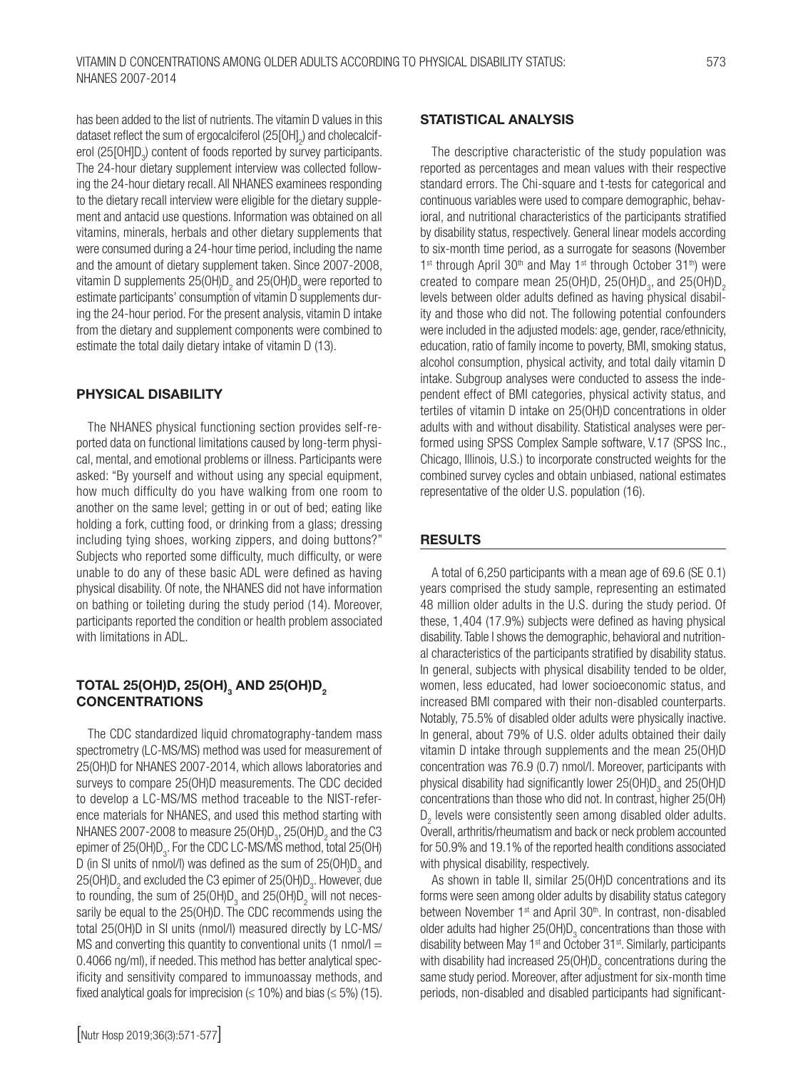has been added to the list of nutrients. The vitamin D values in this dataset reflect the sum of ergocalciferol (25[OH]$_2$) and cholecalciferol (25[OH]$D_3$) content of foods reported by survey participants. The 24-hour dietary supplement interview was collected following the 24-hour dietary recall. All NHANES examinees responding to the dietary recall interview were eligible for the dietary supplement and antacid use questions. Information was obtained on all vitamins, minerals, herbals and other dietary supplements that were consumed during a 24-hour time period, including the name and the amount of dietary supplement taken. Since 2007-2008, vitamin D supplements 25(OH)$D_2$ and 25(OH)$D_3$ were reported to estimate participants' consumption of vitamin D supplements during the 24-hour period. For the present analysis, vitamin D intake from the dietary and supplement components were combined to estimate the total daily dietary intake of vitamin D (13).

## PHYSICAL DISABILITY

The NHANES physical functioning section provides self-reported data on functional limitations caused by long-term physical, mental, and emotional problems or illness. Participants were asked: "By yourself and without using any special equipment, how much difficulty do you have walking from one room to another on the same level; getting in or out of bed; eating like holding a fork, cutting food, or drinking from a glass; dressing including tying shoes, working zippers, and doing buttons?" Subjects who reported some difficulty, much difficulty, or were unable to do any of these basic ADL were defined as having physical disability. Of note, the NHANES did not have information on bathing or toileting during the study period (14). Moreover, participants reported the condition or health problem associated with limitations in ADL.

## TOTAL 25(OH)D, 25(OH)$_3$ AND 25(OH)$D_2$ CONCENTRATIONS

The CDC standardized liquid chromatography-tandem mass spectrometry (LC-MS/MS) method was used for measurement of 25(OH)D for NHANES 2007-2014, which allows laboratories and surveys to compare 25(OH)D measurements. The CDC decided to develop a LC-MS/MS method traceable to the NIST-reference materials for NHANES, and used this method starting with NHANES 2007-2008 to measure 25(OH)$D_3$, 25(OH)$D_2$ and the C3 epimer of 25(OH)$D_3$. For the CDC LC-MS/MS method, total 25(OH)D (in SI units of nmol/l) was defined as the sum of 25(OH)$D_3$ and 25(OH)$D_2$ and excluded the C3 epimer of 25(OH)$D_3$. However, due to rounding, the sum of 25(OH)$D_3$ and 25(OH)$D_2$ will not necessarily be equal to the 25(OH)D. The CDC recommends using the total 25(OH)D in SI units (nmol/l) measured directly by LC-MS/MS and converting this quantity to conventional units (1 nmol/l = 0.4066 ng/ml), if needed. This method has better analytical specificity and sensitivity compared to immunoassay methods, and fixed analytical goals for imprecision ($\leq$ 10%) and bias ($\leq$ 5%) (15).

## STATISTICAL ANALYSIS

The descriptive characteristic of the study population was reported as percentages and mean values with their respective standard errors. The Chi-square and t-tests for categorical and continuous variables were used to compare demographic, behavioral, and nutritional characteristics of the participants stratified by disability status, respectively. General linear models according to six-month time period, as a surrogate for seasons (November 1st through April 30th and May 1st through October 31st) were created to compare mean 25(OH)D, 25(OH)$D_3$, and 25(OH)$D_2$ levels between older adults defined as having physical disability and those who did not. The following potential confounders were included in the adjusted models: age, gender, race/ethnicity, education, ratio of family income to poverty, BMI, smoking status, alcohol consumption, physical activity, and total daily vitamin D intake. Subgroup analyses were conducted to assess the independent effect of BMI categories, physical activity status, and tertiles of vitamin D intake on 25(OH)D concentrations in older adults with and without disability. Statistical analyses were performed using SPSS Complex Sample software, V.17 (SPSS Inc., Chicago, Illinois, U.S.) to incorporate constructed weights for the combined survey cycles and obtain unbiased, national estimates representative of the older U.S. population (16).

## RESULTS

A total of 6,250 participants with a mean age of 69.6 (SE 0.1) years comprised the study sample, representing an estimated 48 million older adults in the U.S. during the study period. Of these, 1,404 (17.9%) subjects were defined as having physical disability. Table I shows the demographic, behavioral and nutritional characteristics of the participants stratified by disability status. In general, subjects with physical disability tended to be older, women, less educated, had lower socioeconomic status, and increased BMI compared with their non-disabled counterparts. Notably, 75.5% of disabled older adults were physically inactive. In general, about 79% of U.S. older adults obtained their daily vitamin D intake through supplements and the mean 25(OH)D concentration was 76.9 (0.7) nmol/l. Moreover, participants with physical disability had significantly lower 25(OH)$D_3$ and 25(OH)D concentrations than those who did not. In contrast, higher 25(OH)$D_2$ levels were consistently seen among disabled older adults. Overall, arthritis/rheumatism and back or neck problem accounted for 50.9% and 19.1% of the reported health conditions associated with physical disability, respectively.

As shown in table II, similar 25(OH)D concentrations and its forms were seen among older adults by disability status category between November 1st and April 30th. In contrast, non-disabled older adults had higher 25(OH)$D_3$ concentrations than those with disability between May 1st and October 31st. Similarly, participants with disability had increased 25(OH)$D_2$ concentrations during the same study period. Moreover, after adjustment for six-month time periods, non-disabled and disabled participants had significant-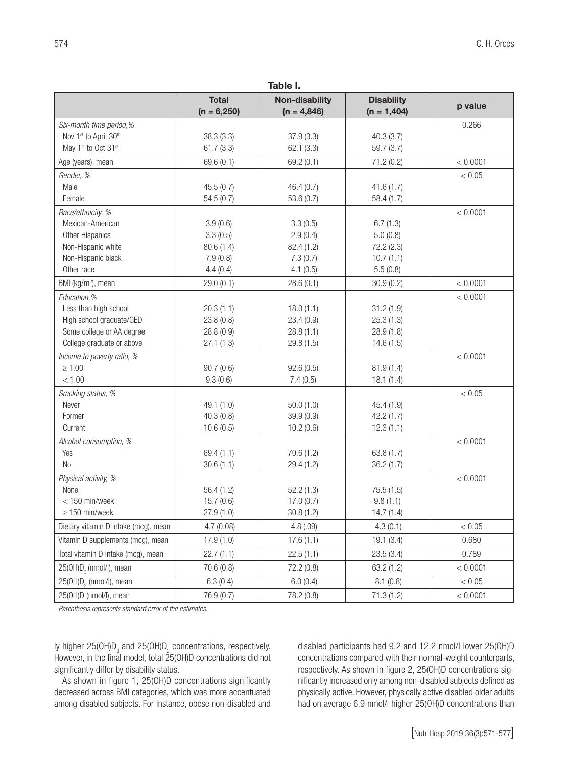**Table I.**

| | Total (n = 6,250) | Non-disability (n = 4,846) | Disability (n = 1,404) | p value |
|---|---|---|---|---|
| *Six-month time period,%* | | | | 0.266 |
| Nov 1st to April 30th | 38.3 (3.3) | 37.9 (3.3) | 40.3 (3.7) | |
| May 1st to Oct 31st | 61.7 (3.3) | 62.1 (3.3) | 59.7 (3.7) | |
| Age (years), mean | 69.6 (0.1) | 69.2 (0.1) | 71.2 (0.2) | < 0.0001 |
| *Gender, %* | | | | < 0.05 |
| Male | 45.5 (0.7) | 46.4 (0.7) | 41.6 (1.7) | |
| Female | 54.5 (0.7) | 53.6 (0.7) | 58.4 (1.7) | |
| *Race/ethnicity, %* | | | | < 0.0001 |
| Mexican-American | 3.9 (0.6) | 3.3 (0.5) | 6.7 (1.3) | |
| Other Hispanics | 3.3 (0.5) | 2.9 (0.4) | 5.0 (0.8) | |
| Non-Hispanic white | 80.6 (1.4) | 82.4 (1.2) | 72.2 (2.3) | |
| Non-Hispanic black | 7.9 (0.8) | 7.3 (0.7) | 10.7 (1.1) | |
| Other race | 4.4 (0.4) | 4.1 (0.5) | 5.5 (0.8) | |
| BMI ($kg/m^2$), mean | 29.0 (0.1) | 28.6 (0.1) | 30.9 (0.2) | < 0.0001 |
| *Education,%* | | | | < 0.0001 |
| Less than high school | 20.3 (1.1) | 18.0 (1.1) | 31.2 (1.9) | |
| High school graduate/GED | 23.8 (0.8) | 23.4 (0.9) | 25.3 (1.3) | |
| Some college or AA degree | 28.8 (0.9) | 28.8 (1.1) | 28.9 (1.8) | |
| College graduate or above | 27.1 (1.3) | 29.8 (1.5) | 14.6 (1.5) | |
| *Income to poverty ratio, %* | | | | < 0.0001 |
| ≥ 1.00 | 90.7 (0.6) | 92.6 (0.5) | 81.9 (1.4) | |
| < 1.00 | 9.3 (0.6) | 7.4 (0.5) | 18.1 (1.4) | |
| *Smoking status, %* | | | | < 0.05 |
| Never | 49.1 (1.0) | 50.0 (1.0) | 45.4 (1.9) | |
| Former | 40.3 (0.8) | 39.9 (0.9) | 42.2 (1.7) | |
| Current | 10.6 (0.5) | 10.2 (0.6) | 12.3 (1.1) | |
| *Alcohol consumption, %* | | | | < 0.0001 |
| Yes | 69.4 (1.1) | 70.6 (1.2) | 63.8 (1.7) | |
| No | 30.6 (1.1) | 29.4 (1.2) | 36.2 (1.7) | |
| *Physical activity, %* | | | | < 0.0001 |
| None | 56.4 (1.2) | 52.2 (1.3) | 75.5 (1.5) | |
| < 150 min/week | 15.7 (0.6) | 17.0 (0.7) | 9.8 (1.1) | |
| ≥ 150 min/week | 27.9 (1.0) | 30.8 (1.2) | 14.7 (1.4) | |
| Dietary vitamin D intake (mcg), mean | 4.7 (0.08) | 4.8 (.09) | 4.3 (0.1) | < 0.05 |
| Vitamin D supplements (mcg), mean | 17.9 (1.0) | 17.6 (1.1) | 19.1 (3.4) | 0.680 |
| Total vitamin D intake (mcg), mean | 22.7 (1.1) | 22.5 (1.1) | 23.5 (3.4) | 0.789 |
| $25(OH)D_3$ (nmol/l), mean | 70.6 (0.8) | 72.2 (0.8) | 63.2 (1.2) | < 0.0001 |
| $25(OH)D_2$ (nmol/l), mean | 6.3 (0.4) | 6.0 (0.4) | 8.1 (0.8) | < 0.05 |
| 25(OH)D (nmol/l), mean | 76.9 (0.7) | 78.2 (0.8) | 71.3 (1.2) | < 0.0001 |

*Parenthesis represents standard error of the estimates.*

ly higher $25(OH)D_3$ and $25(OH)D_2$ concentrations, respectively. However, in the final model, total 25(OH)D concentrations did not significantly differ by disability status.

As shown in figure 1, 25(OH)D concentrations significantly decreased across BMI categories, which was more accentuated among disabled subjects. For instance, obese non-disabled and disabled participants had 9.2 and 12.2 nmol/l lower 25(OH)D concentrations compared with their normal-weight counterparts, respectively. As shown in figure 2, 25(OH)D concentrations significantly increased only among non-disabled subjects defined as physically active. However, physically active disabled older adults had on average 6.9 nmol/l higher 25(OH)D concentrations than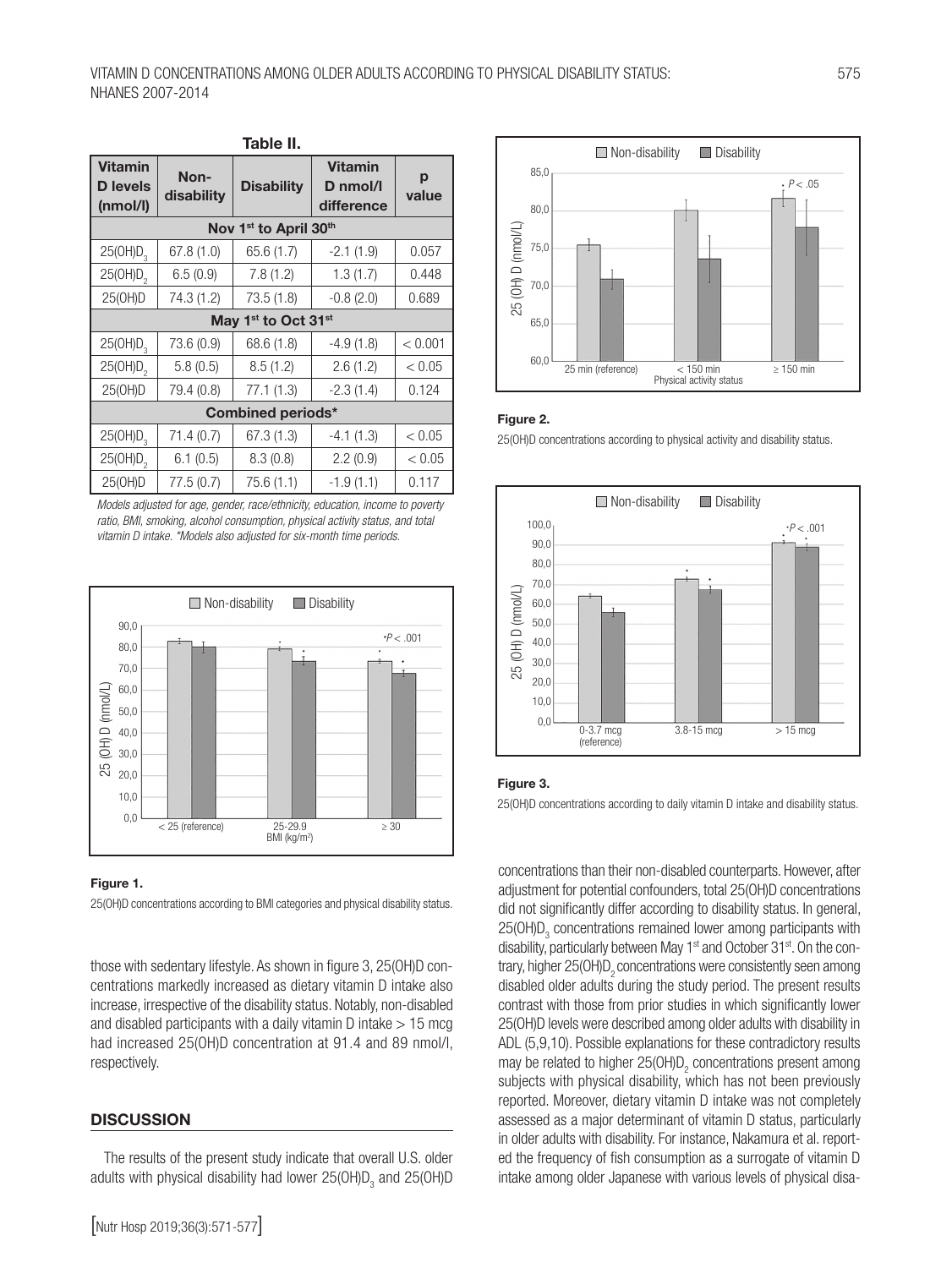**Table II.**

| Vitamin D levels (nmol/l) | Non-disability | Disability | Vitamin D nmol/l difference | p value |
|---|---|---|---|---|
| **Nov 1st to April 30th** | | | | |
| $25(OH)D_3$ | 67.8 (1.0) | 65.6 (1.7) | -2.1 (1.9) | 0.057 |
| $25(OH)D_2$ | 6.5 (0.9) | 7.8 (1.2) | 1.3 (1.7) | 0.448 |
| 25(OH)D | 74.3 (1.2) | 73.5 (1.8) | -0.8 (2.0) | 0.689 |
| **May 1st to Oct 31st** | | | | |
| $25(OH)D_3$ | 73.6 (0.9) | 68.6 (1.8) | -4.9 (1.8) | < 0.001 |
| $25(OH)D_2$ | 5.8 (0.5) | 8.5 (1.2) | 2.6 (1.2) | < 0.05 |
| 25(OH)D | 79.4 (0.8) | 77.1 (1.3) | -2.3 (1.4) | 0.124 |
| **Combined periods*** | | | | |
| $25(OH)D_3$ | 71.4 (0.7) | 67.3 (1.3) | -4.1 (1.3) | < 0.05 |
| $25(OH)D_2$ | 6.1 (0.5) | 8.3 (0.8) | 2.2 (0.9) | < 0.05 |
| 25(OH)D | 77.5 (0.7) | 75.6 (1.1) | -1.9 (1.1) | 0.117 |

*Models adjusted for age, gender, race/ethnicity, education, income to poverty ratio, BMI, smoking, alcohol consumption, physical activity status, and total vitamin D intake. *Models also adjusted for six-month time periods.*

**Figure 1.**

25(OH)D concentrations according to BMI categories and physical disability status.

**Figure 2.**

25(OH)D concentrations according to physical activity and disability status.

**Figure 3.**

25(OH)D concentrations according to daily vitamin D intake and disability status.

those with sedentary lifestyle. As shown in figure 3, 25(OH)D concentrations markedly increased as dietary vitamin D intake also increase, irrespective of the disability status. Notably, non-disabled and disabled participants with a daily vitamin D intake > 15 mcg had increased 25(OH)D concentration at 91.4 and 89 nmol/l, respectively.

## DISCUSSION

The results of the present study indicate that overall U.S. older adults with physical disability had lower $25(OH)D_3$ and 25(OH)D concentrations than their non-disabled counterparts. However, after adjustment for potential confounders, total 25(OH)D concentrations did not significantly differ according to disability status. In general, $25(OH)D_3$ concentrations remained lower among participants with disability, particularly between May 1st and October 31st. On the contrary, higher $25(OH)D_2$ concentrations were consistently seen among disabled older adults during the study period. The present results contrast with those from prior studies in which significantly lower 25(OH)D levels were described among older adults with disability in ADL (5,9,10). Possible explanations for these contradictory results may be related to higher $25(OH)D_2$ concentrations present among subjects with physical disability, which has not been previously reported. Moreover, dietary vitamin D intake was not completely assessed as a major determinant of vitamin D status, particularly in older adults with disability. For instance, Nakamura et al. reported the frequency of fish consumption as a surrogate of vitamin D intake among older Japanese with various levels of physical disa-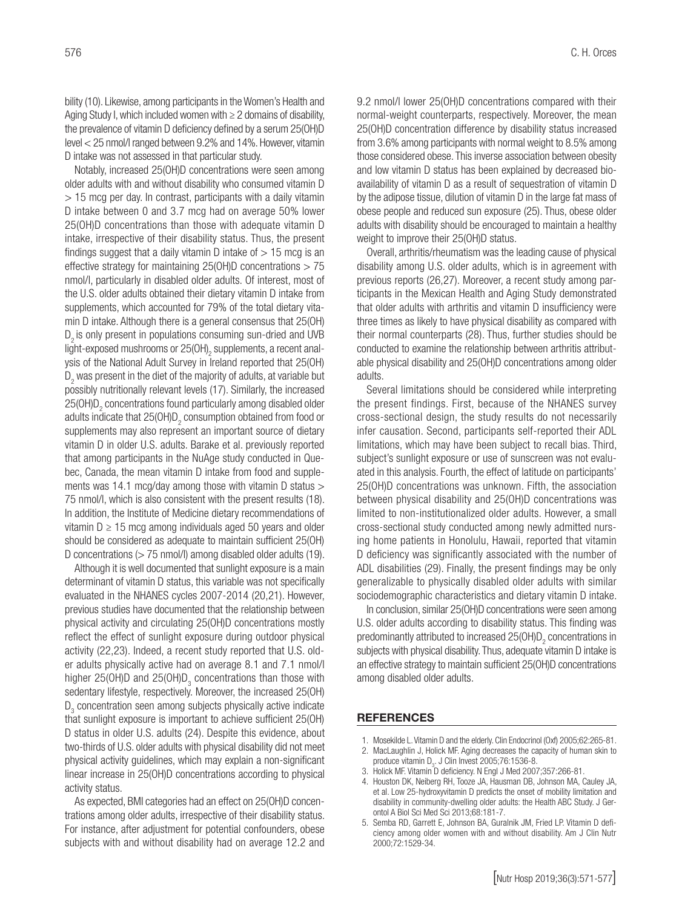bility (10). Likewise, among participants in the Women's Health and Aging Study I, which included women with ≥ 2 domains of disability, the prevalence of vitamin D deficiency defined by a serum 25(OH)D level < 25 nmol/l ranged between 9.2% and 14%. However, vitamin D intake was not assessed in that particular study.

Notably, increased 25(OH)D concentrations were seen among older adults with and without disability who consumed vitamin D > 15 mcg per day. In contrast, participants with a daily vitamin D intake between 0 and 3.7 mcg had on average 50% lower 25(OH)D concentrations than those with adequate vitamin D intake, irrespective of their disability status. Thus, the present findings suggest that a daily vitamin D intake of > 15 mcg is an effective strategy for maintaining 25(OH)D concentrations > 75 nmol/l, particularly in disabled older adults. Of interest, most of the U.S. older adults obtained their dietary vitamin D intake from supplements, which accounted for 79% of the total dietary vitamin D intake. Although there is a general consensus that 25(OH)$D_2$ is only present in populations consuming sun-dried and UVB light-exposed mushrooms or 25(OH)$_2$ supplements, a recent analysis of the National Adult Survey in Ireland reported that 25(OH)$D_2$ was present in the diet of the majority of adults, at variable but possibly nutritionally relevant levels (17). Similarly, the increased 25(OH)$D_2$ concentrations found particularly among disabled older adults indicate that 25(OH)$D_2$ consumption obtained from food or supplements may also represent an important source of dietary vitamin D in older U.S. adults. Barake et al. previously reported that among participants in the NuAge study conducted in Quebec, Canada, the mean vitamin D intake from food and supplements was 14.1 mcg/day among those with vitamin D status > 75 nmol/l, which is also consistent with the present results (18). In addition, the Institute of Medicine dietary recommendations of vitamin D ≥ 15 mcg among individuals aged 50 years and older should be considered as adequate to maintain sufficient 25(OH)D concentrations (> 75 nmol/l) among disabled older adults (19).

Although it is well documented that sunlight exposure is a main determinant of vitamin D status, this variable was not specifically evaluated in the NHANES cycles 2007-2014 (20,21). However, previous studies have documented that the relationship between physical activity and circulating 25(OH)D concentrations mostly reflect the effect of sunlight exposure during outdoor physical activity (22,23). Indeed, a recent study reported that U.S. older adults physically active had on average 8.1 and 7.1 nmol/l higher 25(OH)D and 25(OH)$D_3$ concentrations than those with sedentary lifestyle, respectively. Moreover, the increased 25(OH)$D_3$ concentration seen among subjects physically active indicate that sunlight exposure is important to achieve sufficient 25(OH)D status in older U.S. adults (24). Despite this evidence, about two-thirds of U.S. older adults with physical disability did not meet physical activity guidelines, which may explain a non-significant linear increase in 25(OH)D concentrations according to physical activity status.

As expected, BMI categories had an effect on 25(OH)D concentrations among older adults, irrespective of their disability status. For instance, after adjustment for potential confounders, obese subjects with and without disability had on average 12.2 and 9.2 nmol/l lower 25(OH)D concentrations compared with their normal-weight counterparts, respectively. Moreover, the mean 25(OH)D concentration difference by disability status increased from 3.6% among participants with normal weight to 8.5% among those considered obese. This inverse association between obesity and low vitamin D status has been explained by decreased bioavailability of vitamin D as a result of sequestration of vitamin D by the adipose tissue, dilution of vitamin D in the large fat mass of obese people and reduced sun exposure (25). Thus, obese older adults with disability should be encouraged to maintain a healthy weight to improve their 25(OH)D status.

Overall, arthritis/rheumatism was the leading cause of physical disability among U.S. older adults, which is in agreement with previous reports (26,27). Moreover, a recent study among participants in the Mexican Health and Aging Study demonstrated that older adults with arthritis and vitamin D insufficiency were three times as likely to have physical disability as compared with their normal counterparts (28). Thus, further studies should be conducted to examine the relationship between arthritis attributable physical disability and 25(OH)D concentrations among older adults.

Several limitations should be considered while interpreting the present findings. First, because of the NHANES survey cross-sectional design, the study results do not necessarily infer causation. Second, participants self-reported their ADL limitations, which may have been subject to recall bias. Third, subject's sunlight exposure or use of sunscreen was not evaluated in this analysis. Fourth, the effect of latitude on participants' 25(OH)D concentrations was unknown. Fifth, the association between physical disability and 25(OH)D concentrations was limited to non-institutionalized older adults. However, a small cross-sectional study conducted among newly admitted nursing home patients in Honolulu, Hawaii, reported that vitamin D deficiency was significantly associated with the number of ADL disabilities (29). Finally, the present findings may be only generalizable to physically disabled older adults with similar sociodemographic characteristics and dietary vitamin D intake.

In conclusion, similar 25(OH)D concentrations were seen among U.S. older adults according to disability status. This finding was predominantly attributed to increased 25(OH)$D_2$ concentrations in subjects with physical disability. Thus, adequate vitamin D intake is an effective strategy to maintain sufficient 25(OH)D concentrations among disabled older adults.

## REFERENCES

1. Mosekilde L. Vitamin D and the elderly. Clin Endocrinol (Oxf) 2005;62:265-81.
2. MacLaughlin J, Holick MF. Aging decreases the capacity of human skin to produce vitamin $D_3$. J Clin Invest 2005;76:1536-8.
3. Holick MF. Vitamin D deficiency. N Engl J Med 2007;357:266-81.
4. Houston DK, Neiberg RH, Tooze JA, Hausman DB, Johnson MA, Cauley JA, et al. Low 25-hydroxyvitamin D predicts the onset of mobility limitation and disability in community-dwelling older adults: the Health ABC Study. J Gerontol A Biol Sci Med Sci 2013;68:181-7.
5. Semba RD, Garrett E, Johnson BA, Guralnik JM, Fried LP. Vitamin D deficiency among older women with and without disability. Am J Clin Nutr 2000;72:1529-34.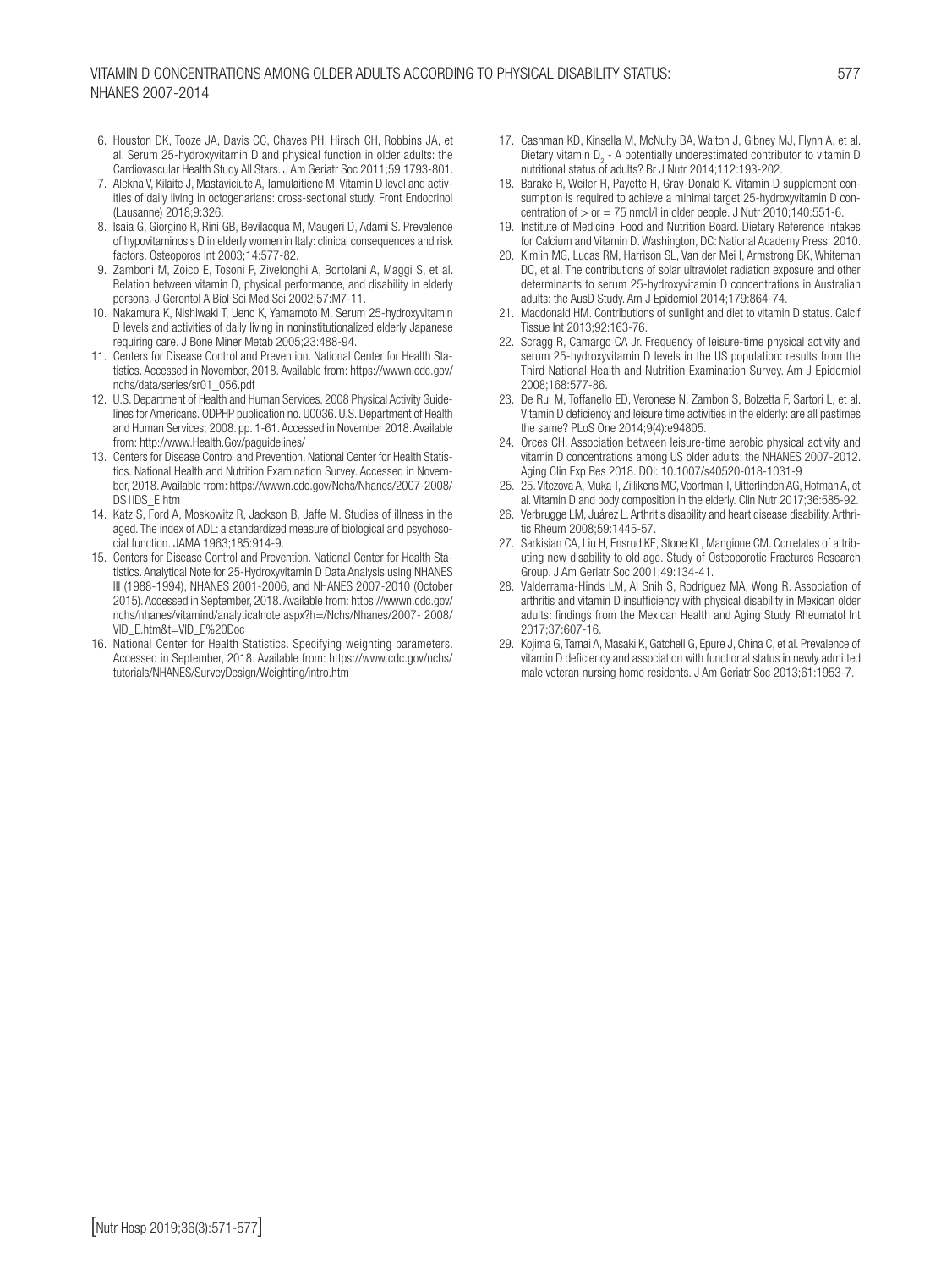6. Houston DK, Tooze JA, Davis CC, Chaves PH, Hirsch CH, Robbins JA, et al. Serum 25-hydroxyvitamin D and physical function in older adults: the Cardiovascular Health Study All Stars. J Am Geriatr Soc 2011;59:1793-801.
7. Alekna V, Kilaite J, Mastaviciute A, Tamulaitiene M. Vitamin D level and activities of daily living in octogenarians: cross-sectional study. Front Endocrinol (Lausanne) 2018;9:326.
8. Isaia G, Giorgino R, Rini GB, Bevilacqua M, Maugeri D, Adami S. Prevalence of hypovitaminosis D in elderly women in Italy: clinical consequences and risk factors. Osteoporos Int 2003;14:577-82.
9. Zamboni M, Zoico E, Tosoni P, Zivelonghi A, Bortolani A, Maggi S, et al. Relation between vitamin D, physical performance, and disability in elderly persons. J Gerontol A Biol Sci Med Sci 2002;57:M7-11.
10. Nakamura K, Nishiwaki T, Ueno K, Yamamoto M. Serum 25-hydroxyvitamin D levels and activities of daily living in noninstitutionalized elderly Japanese requiring care. J Bone Miner Metab 2005;23:488-94.
11. Centers for Disease Control and Prevention. National Center for Health Statistics. Accessed in November, 2018. Available from: https://wwwn.cdc.gov/nchs/data/series/sr01_056.pdf
12. U.S. Department of Health and Human Services. 2008 Physical Activity Guidelines for Americans. ODPHP publication no. U0036. U.S. Department of Health and Human Services; 2008. pp. 1-61. Accessed in November 2018. Available from: http://www.Health.Gov/paguidelines/
13. Centers for Disease Control and Prevention. National Center for Health Statistics. National Health and Nutrition Examination Survey. Accessed in November, 2018. Available from: https://wwwn.cdc.gov/Nchs/Nhanes/2007-2008/DS1IDS_E.htm
14. Katz S, Ford A, Moskowitz R, Jackson B, Jaffe M. Studies of illness in the aged. The index of ADL: a standardized measure of biological and psychosocial function. JAMA 1963;185:914-9.
15. Centers for Disease Control and Prevention. National Center for Health Statistics. Analytical Note for 25-Hydroxyvitamin D Data Analysis using NHANES III (1988-1994), NHANES 2001-2006, and NHANES 2007-2010 (October 2015). Accessed in September, 2018. Available from: https://wwwn.cdc.gov/nchs/nhanes/vitamind/analyticalnote.aspx?h=/Nchs/Nhanes/2007- 2008/VID_E.htm&t=VID_E%20Doc
16. National Center for Health Statistics. Specifying weighting parameters. Accessed in September, 2018. Available from: https://www.cdc.gov/nchs/tutorials/NHANES/SurveyDesign/Weighting/intro.htm
17. Cashman KD, Kinsella M, McNulty BA, Walton J, Gibney MJ, Flynn A, et al. Dietary vitamin $D_2$ - A potentially underestimated contributor to vitamin D nutritional status of adults? Br J Nutr 2014;112:193-202.
18. Baraké R, Weiler H, Payette H, Gray-Donald K. Vitamin D supplement consumption is required to achieve a minimal target 25-hydroxyvitamin D concentration of > or = 75 nmol/l in older people. J Nutr 2010;140:551-6.
19. Institute of Medicine, Food and Nutrition Board. Dietary Reference Intakes for Calcium and Vitamin D. Washington, DC: National Academy Press; 2010.
20. Kimlin MG, Lucas RM, Harrison SL, Van der Mei I, Armstrong BK, Whiteman DC, et al. The contributions of solar ultraviolet radiation exposure and other determinants to serum 25-hydroxyvitamin D concentrations in Australian adults: the AusD Study. Am J Epidemiol 2014;179:864-74.
21. Macdonald HM. Contributions of sunlight and diet to vitamin D status. Calcif Tissue Int 2013;92:163-76.
22. Scragg R, Camargo CA Jr. Frequency of leisure-time physical activity and serum 25-hydroxyvitamin D levels in the US population: results from the Third National Health and Nutrition Examination Survey. Am J Epidemiol 2008;168:577-86.
23. De Rui M, Toffanello ED, Veronese N, Zambon S, Bolzetta F, Sartori L, et al. Vitamin D deficiency and leisure time activities in the elderly: are all pastimes the same? PLoS One 2014;9(4):e94805.
24. Orces CH. Association between leisure-time aerobic physical activity and vitamin D concentrations among US older adults: the NHANES 2007-2012. Aging Clin Exp Res 2018. DOI: 10.1007/s40520-018-1031-9
25. 25. Vitezova A, Muka T, Zillikens MC, Voortman T, Uitterlinden AG, Hofman A, et al. Vitamin D and body composition in the elderly. Clin Nutr 2017;36:585-92.
26. Verbrugge LM, Juárez L. Arthritis disability and heart disease disability. Arthritis Rheum 2008;59:1445-57.
27. Sarkisian CA, Liu H, Ensrud KE, Stone KL, Mangione CM. Correlates of attributing new disability to old age. Study of Osteoporotic Fractures Research Group. J Am Geriatr Soc 2001;49:134-41.
28. Valderrama-Hinds LM, Al Snih S, Rodríguez MA, Wong R. Association of arthritis and vitamin D insufficiency with physical disability in Mexican older adults: findings from the Mexican Health and Aging Study. Rheumatol Int 2017;37:607-16.
29. Kojima G, Tamai A, Masaki K, Gatchell G, Epure J, China C, et al. Prevalence of vitamin D deficiency and association with functional status in newly admitted male veteran nursing home residents. J Am Geriatr Soc 2013;61:1953-7.